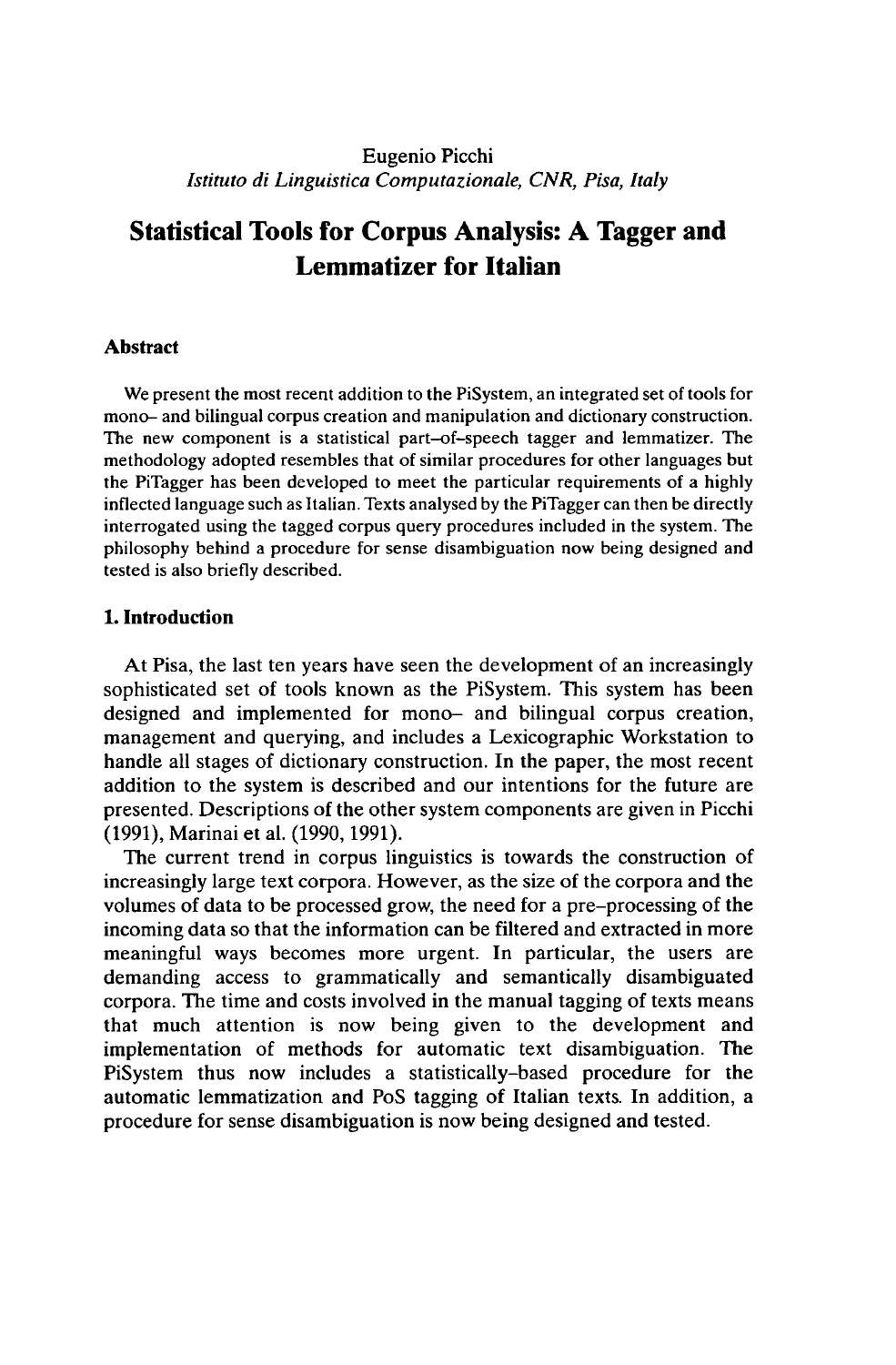Eugenio Picchi

*Istituto di Linguistica Computazionale, CNR, Pisa, Italy*

# Statistical Tools for Corpus Analysis: A Tagger and Lemmatizer for Italian

## Abstract

We present the most recent addition to the PiSystem, an integrated set of tools for mono– and bilingual corpus creation and manipulation and dictionary construction. The new component is a statistical part–of–speech tagger and lemmatizer. The methodology adopted resembles that of similar procedures for other languages but the PiTagger has been developed to meet the particular requirements of a highly inflected language such as Italian. Texts analysed by the PiTagger can then be directly interrogated using the tagged corpus query procedures included in the system. The philosophy behind a procedure for sense disambiguation now being designed and tested is also briefly described.

## 1. Introduction

At Pisa, the last ten years have seen the development of an increasingly sophisticated set of tools known as the PiSystem. This system has been designed and implemented for mono– and bilingual corpus creation, management and querying, and includes a Lexicographic Workstation to handle all stages of dictionary construction. In the paper, the most recent addition to the system is described and our intentions for the future are presented. Descriptions of the other system components are given in Picchi (1991), Marinai et al. (1990, 1991).

The current trend in corpus linguistics is towards the construction of increasingly large text corpora. However, as the size of the corpora and the volumes of data to be processed grow, the need for a pre–processing of the incoming data so that the information can be filtered and extracted in more meaningful ways becomes more urgent. In particular, the users are demanding access to grammatically and semantically disambiguated corpora. The time and costs involved in the manual tagging of texts means that much attention is now being given to the development and implementation of methods for automatic text disambiguation. The PiSystem thus now includes a statistically–based procedure for the automatic lemmatization and PoS tagging of Italian texts. In addition, a procedure for sense disambiguation is now being designed and tested.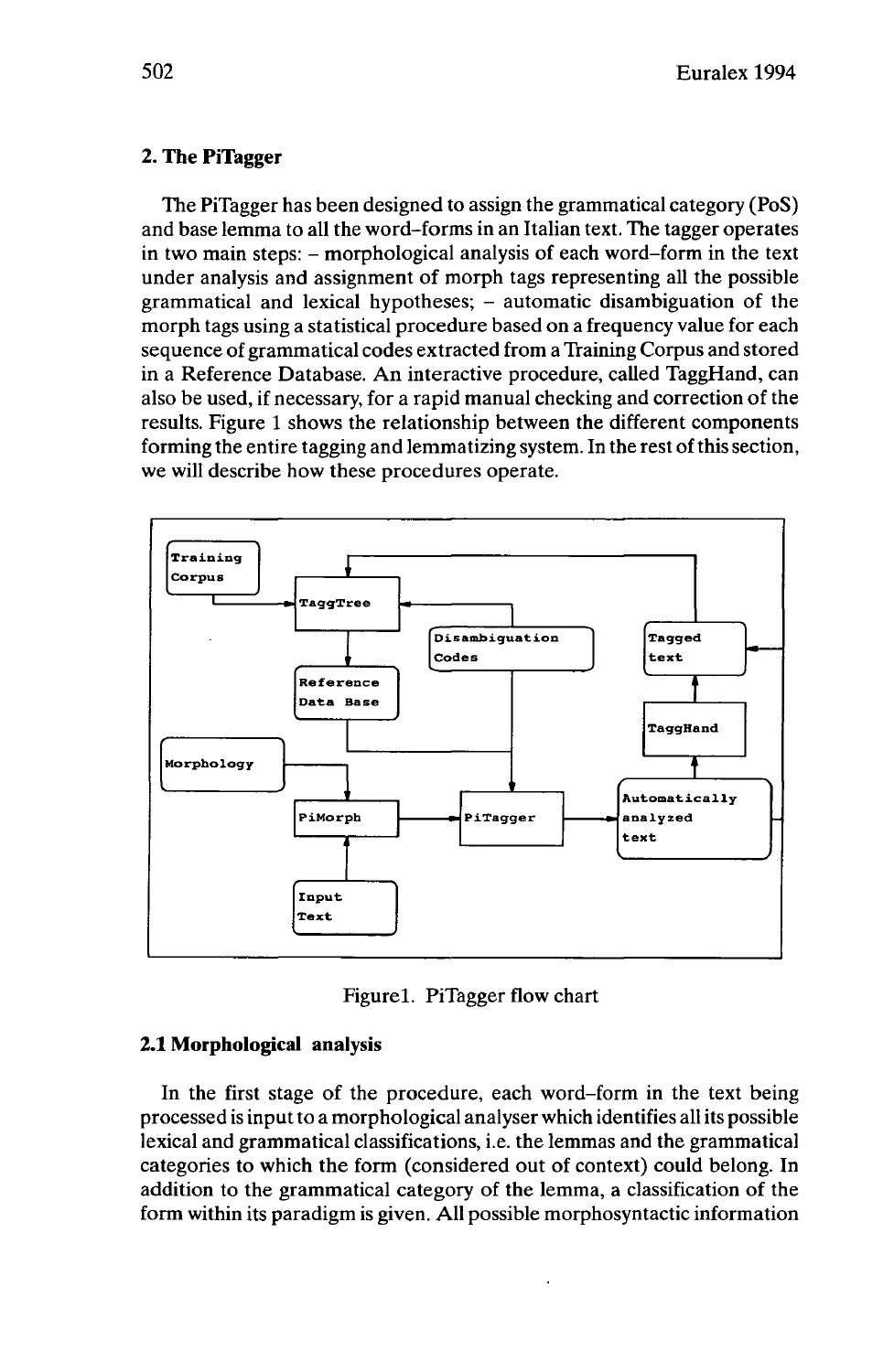## 2. The PiTagger

The PiTagger has been designed to assign the grammatical category (PoS) and base lemma to all the word-forms in an Italian text. The tagger operates in two main steps: – morphological analysis of each word-form in the text under analysis and assignment of morph tags representing all the possible grammatical and lexical hypotheses; – automatic disambiguation of the morph tags using a statistical procedure based on a frequency value for each sequence of grammatical codes extracted from a Training Corpus and stored in a Reference Database. An interactive procedure, called TaggHand, can also be used, if necessary, for a rapid manual checking and correction of the results. Figure 1 shows the relationship between the different components forming the entire tagging and lemmatizing system. In the rest of this section, we will describe how these procedures operate.

Figure1. PiTagger flow chart

### 2.1 Morphological analysis

In the first stage of the procedure, each word-form in the text being processed is input to a morphological analyser which identifies all its possible lexical and grammatical classifications, i.e. the lemmas and the grammatical categories to which the form (considered out of context) could belong. In addition to the grammatical category of the lemma, a classification of the form within its paradigm is given. All possible morphosyntactic information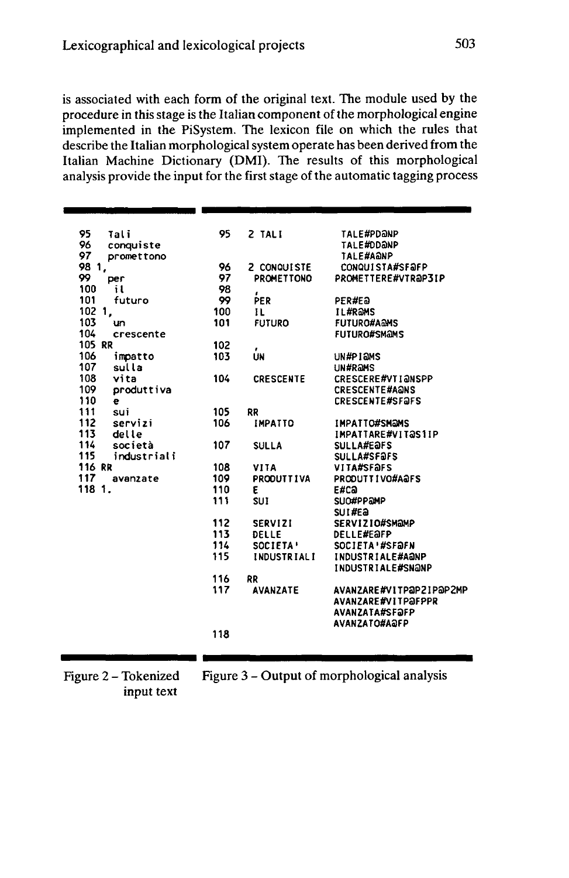is associated with each form of the original text. The module used by the procedure in this stage is the Italian component of the morphological engine implemented in the PiSystem. The lexicon file on which the rules that describe the Italian morphological system operate has been derived from the Italian Machine Dictionary (DMI). The results of this morphological analysis provide the input for the first stage of the automatic tagging process

```
95   Tali
96   conquiste
97   promettono
98 1,
99   per
100   il
101   futuro
102 1,
103   un
104   crescente
105 RR
106   impatto
107   sulla
108   vita
109   produttiva
110   e
111   sui
112   servizi
113   delle
114   società
115   industriali
116 RR
117   avanzate
118 1.
```

```
95    2 TALI          TALE#PD@NP
                      TALE#DD@NP
                      TALE#A@NP
96    2 CONQUISTE     CONQUISTA#SF@FP
97      PROMETTONO    PROMETTERE#VTR@P3IP
98      ,
99      PER           PER#E@
100     IL            IL#R@MS
101     FUTURO        FUTURO#A@MS
                      FUTURO#SM@MS
102     ,
103     UN            UN#PI@MS
                      UN#R@MS
104     CRESCENTE     CRESCERE#VTI@NSPP
                      CRESCENTE#A@NS
                      CRESCENTE#SF@FS
105   RR
106     IMPATTO       IMPATTO#SM@MS
                      IMPATTARE#VIT@S1IP
107     SULLA         SULLA#E@FS
                      SULLA#SF@FS
108     VITA          VITA#SF@FS
109     PRODUTTIVA    PRODUTTIVO#A@FS
110     E             E#C@
111     SUI           SUO#PP@MP
                      SUI#E@
112     SERVIZI       SERVIZIO#SM@MP
113     DELLE         DELLE#E@FP
114     SOCIETA'      SOCIETA'#SF@FN
115     INDUSTRIALI   INDUSTRIALE#A@NP
                      INDUSTRIALE#SN@NP
116   RR
117     AVANZATE      AVANZARE#VITP@P2IP@P2MP
                      AVANZARE#VITP@FPPR
                      AVANZATA#SF@FP
                      AVANZATO#A@FP
118
```

Figure 2 – Tokenized input text

Figure 3 – Output of morphological analysis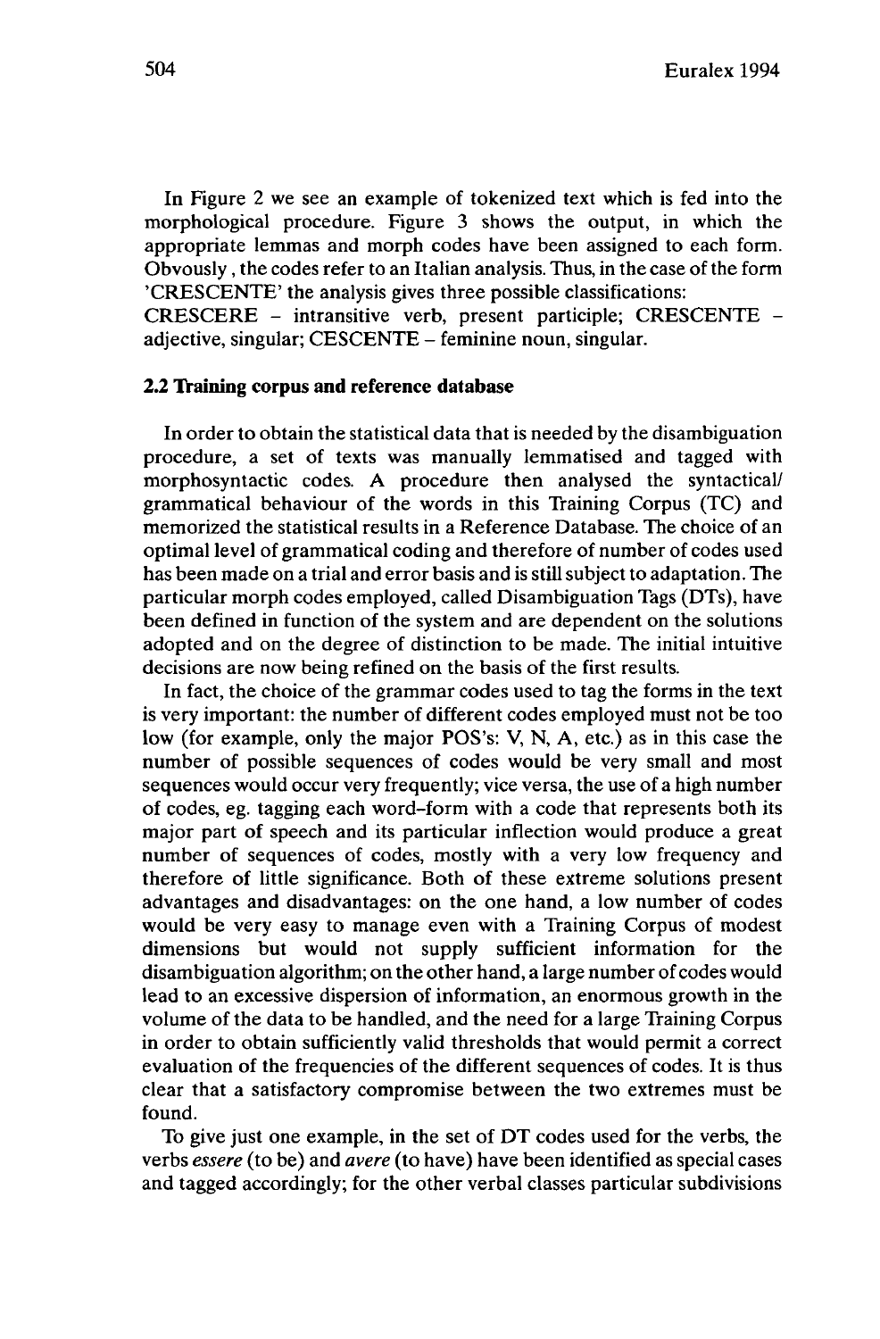In Figure 2 we see an example of tokenized text which is fed into the morphological procedure. Figure 3 shows the output, in which the appropriate lemmas and morph codes have been assigned to each form. Obvously , the codes refer to an Italian analysis. Thus, in the case of the form 'CRESCENTE' the analysis gives three possible classifications:
CRESCERE – intransitive verb, present participle; CRESCENTE – adjective, singular; CESCENTE – feminine noun, singular.

## 2.2 Training corpus and reference database

In order to obtain the statistical data that is needed by the disambiguation procedure, a set of texts was manually lemmatised and tagged with morphosyntactic codes. A procedure then analysed the syntactical/ grammatical behaviour of the words in this Training Corpus (TC) and memorized the statistical results in a Reference Database. The choice of an optimal level of grammatical coding and therefore of number of codes used has been made on a trial and error basis and is still subject to adaptation. The particular morph codes employed, called Disambiguation Tags (DTs), have been defined in function of the system and are dependent on the solutions adopted and on the degree of distinction to be made. The initial intuitive decisions are now being refined on the basis of the first results.

In fact, the choice of the grammar codes used to tag the forms in the text is very important: the number of different codes employed must not be too low (for example, only the major POS's: V, N, A, etc.) as in this case the number of possible sequences of codes would be very small and most sequences would occur very frequently; vice versa, the use of a high number of codes, eg. tagging each word-form with a code that represents both its major part of speech and its particular inflection would produce a great number of sequences of codes, mostly with a very low frequency and therefore of little significance. Both of these extreme solutions present advantages and disadvantages: on the one hand, a low number of codes would be very easy to manage even with a Training Corpus of modest dimensions but would not supply sufficient information for the disambiguation algorithm; on the other hand, a large number of codes would lead to an excessive dispersion of information, an enormous growth in the volume of the data to be handled, and the need for a large Training Corpus in order to obtain sufficiently valid thresholds that would permit a correct evaluation of the frequencies of the different sequences of codes. It is thus clear that a satisfactory compromise between the two extremes must be found.

To give just one example, in the set of DT codes used for the verbs, the verbs *essere* (to be) and *avere* (to have) have been identified as special cases and tagged accordingly; for the other verbal classes particular subdivisions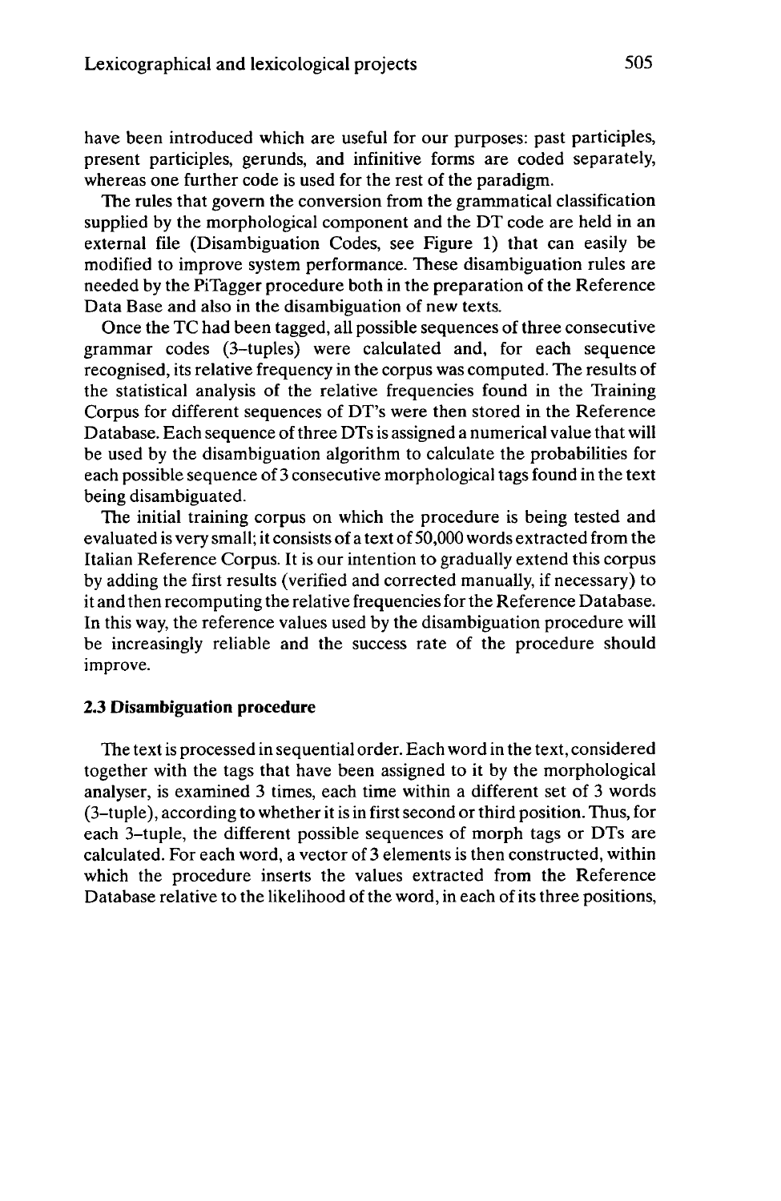have been introduced which are useful for our purposes: past participles, present participles, gerunds, and infinitive forms are coded separately, whereas one further code is used for the rest of the paradigm.

The rules that govern the conversion from the grammatical classification supplied by the morphological component and the DT code are held in an external file (Disambiguation Codes, see Figure 1) that can easily be modified to improve system performance. These disambiguation rules are needed by the PiTagger procedure both in the preparation of the Reference Data Base and also in the disambiguation of new texts.

Once the TC had been tagged, all possible sequences of three consecutive grammar codes (3–tuples) were calculated and, for each sequence recognised, its relative frequency in the corpus was computed. The results of the statistical analysis of the relative frequencies found in the Training Corpus for different sequences of DT's were then stored in the Reference Database. Each sequence of three DTs is assigned a numerical value that will be used by the disambiguation algorithm to calculate the probabilities for each possible sequence of 3 consecutive morphological tags found in the text being disambiguated.

The initial training corpus on which the procedure is being tested and evaluated is very small; it consists of a text of 50,000 words extracted from the Italian Reference Corpus. It is our intention to gradually extend this corpus by adding the first results (verified and corrected manually, if necessary) to it and then recomputing the relative frequencies for the Reference Database. In this way, the reference values used by the disambiguation procedure will be increasingly reliable and the success rate of the procedure should improve.

### 2.3 Disambiguation procedure

The text is processed in sequential order. Each word in the text, considered together with the tags that have been assigned to it by the morphological analyser, is examined 3 times, each time within a different set of 3 words (3–tuple), according to whether it is in first second or third position. Thus, for each 3–tuple, the different possible sequences of morph tags or DTs are calculated. For each word, a vector of 3 elements is then constructed, within which the procedure inserts the values extracted from the Reference Database relative to the likelihood of the word, in each of its three positions,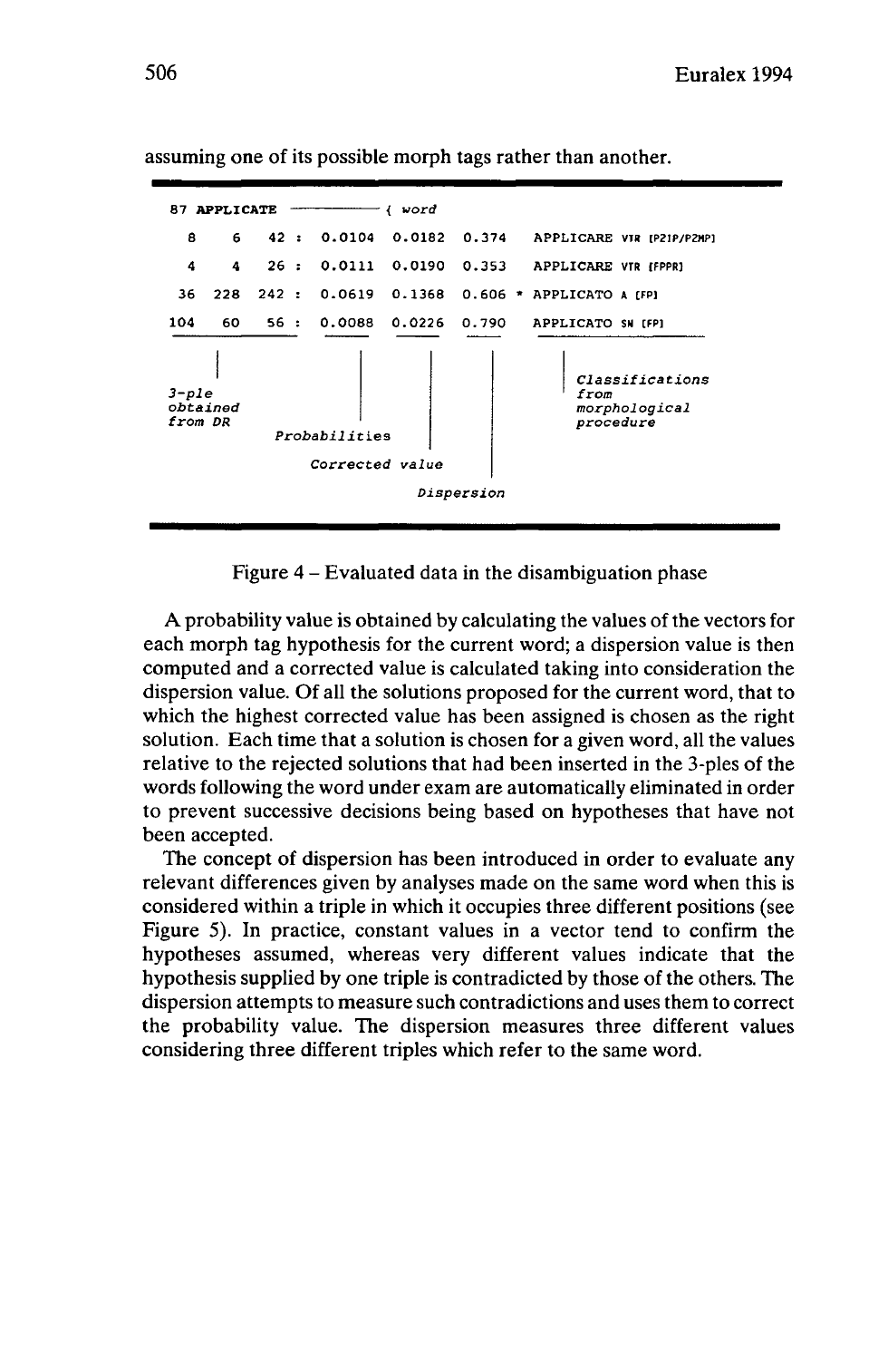assuming one of its possible morph tags rather than another.

```
87 APPLICATE  ———————— { word

  8     6    42 :  0.0104  0.0182  0.374    APPLICARE VTR [P2IP/P2MP]
  4     4    26 :  0.0111  0.0190  0.353    APPLICARE VTR [FPPR]
 36   228   242 :  0.0619  0.1368  0.606 *  APPLICATO A [FP]
104    60    56 :  0.0088  0.0226  0.790    APPLICATO SN [FP]

3-ple obtained from DR
Probabilities
Corrected value
Dispersion
Classifications from morphological procedure
```

Figure 4 – Evaluated data in the disambiguation phase

A probability value is obtained by calculating the values of the vectors for each morph tag hypothesis for the current word; a dispersion value is then computed and a corrected value is calculated taking into consideration the dispersion value. Of all the solutions proposed for the current word, that to which the highest corrected value has been assigned is chosen as the right solution. Each time that a solution is chosen for a given word, all the values relative to the rejected solutions that had been inserted in the 3-ples of the words following the word under exam are automatically eliminated in order to prevent successive decisions being based on hypotheses that have not been accepted.

The concept of dispersion has been introduced in order to evaluate any relevant differences given by analyses made on the same word when this is considered within a triple in which it occupies three different positions (see Figure 5). In practice, constant values in a vector tend to confirm the hypotheses assumed, whereas very different values indicate that the hypothesis supplied by one triple is contradicted by those of the others. The dispersion attempts to measure such contradictions and uses them to correct the probability value. The dispersion measures three different values considering three different triples which refer to the same word.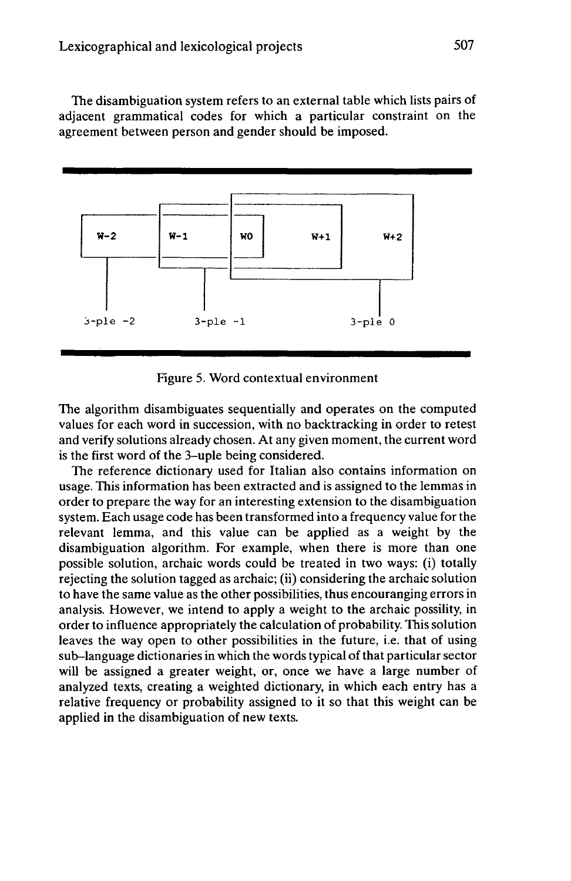The disambiguation system refers to an external table which lists pairs of adjacent grammatical codes for which a particular constraint on the agreement between person and gender should be imposed.

W-2 W-1 W0 W+1 W+2

3-ple -2 3-ple -1 3-ple 0

Figure 5. Word contextual environment

The algorithm disambiguates sequentially and operates on the computed values for each word in succession, with no backtracking in order to retest and verify solutions already chosen. At any given moment, the current word is the first word of the 3–uple being considered.

The reference dictionary used for Italian also contains information on usage. This information has been extracted and is assigned to the lemmas in order to prepare the way for an interesting extension to the disambiguation system. Each usage code has been transformed into a frequency value for the relevant lemma, and this value can be applied as a weight by the disambiguation algorithm. For example, when there is more than one possible solution, archaic words could be treated in two ways: (i) totally rejecting the solution tagged as archaic; (ii) considering the archaic solution to have the same value as the other possibilities, thus encouranging errors in analysis. However, we intend to apply a weight to the archaic possility, in order to influence appropriately the calculation of probability. This solution leaves the way open to other possibilities in the future, i.e. that of using sub–language dictionaries in which the words typical of that particular sector will be assigned a greater weight, or, once we have a large number of analyzed texts, creating a weighted dictionary, in which each entry has a relative frequency or probability assigned to it so that this weight can be applied in the disambiguation of new texts.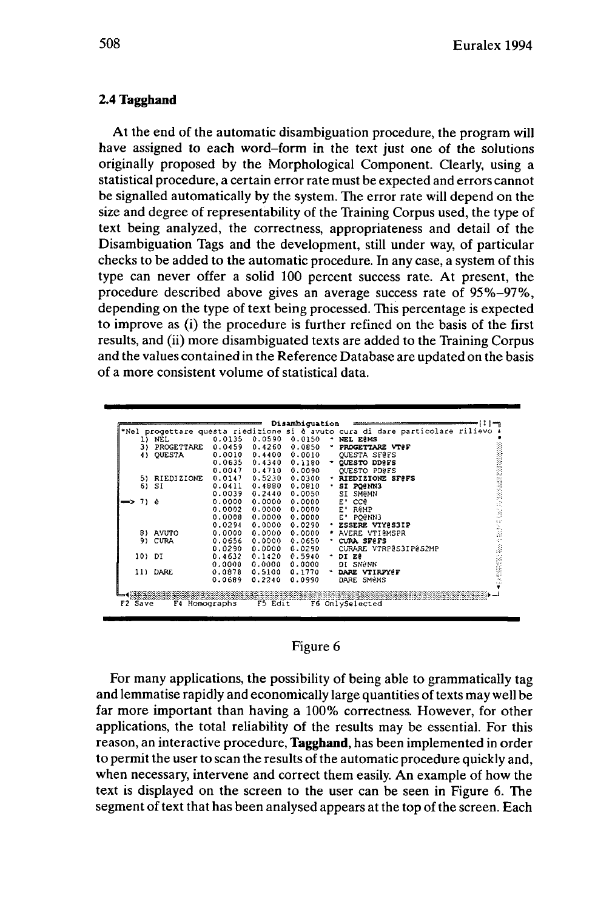### 2.4 Tagghand

At the end of the automatic disambiguation procedure, the program will have assigned to each word-form in the text just one of the solutions originally proposed by the Morphological Component. Clearly, using a statistical procedure, a certain error rate must be expected and errors cannot be signalled automatically by the system. The error rate will depend on the size and degree of representability of the Training Corpus used, the type of text being analyzed, the correctness, appropriateness and detail of the Disambiguation Tags and the development, still under way, of particular checks to be added to the automatic procedure. In any case, a system of this type can never offer a solid 100 percent success rate. At present, the procedure described above gives an average success rate of 95%–97%, depending on the type of text being processed. This percentage is expected to improve as (i) the procedure is further refined on the basis of the first results, and (ii) more disambiguated texts are added to the Training Corpus and the values contained in the Reference Database are updated on the basis of a more consistent volume of statistical data.

```
                              Disambiguation
*Nel progettare questa riedizione si è avuto cura di dare particolare rilievo
    1) NEL          0.0135  0.0590  0.0150  * NEL E@MS
    3) PROGETTARE   0.0459  0.4260  0.0850  * PROGETTARE VT@F
    4) QUESTA       0.0010  0.4400  0.0010    QUESTA SF@FS
                    0.0635  0.4340  0.1180  * QUESTO DD@FS
                    0.0047  0.4710  0.0090    QUESTO PD@FS
    5) RIEDIZIONE   0.0147  0.5230  0.0300  * RIEDIZIONE SF@FS
    6) SI           0.0411  0.4880  0.0810  * SI PQ@NN3
                    0.0039  0.2440  0.0050    SI SM@MN
==> 7) è            0.0000  0.0000  0.0000    E' CC@
                    0.0002  0.0000  0.0000    E' R@MP
                    0.0008  0.0000  0.0000    E' PQ@NN3
                    0.0294  0.0000  0.0290  * ESSERE VIY@S3IP
    8) AVUTO        0.0000  0.0000  0.0000  * AVERE VTI@MSPR
    9) CURA         0.0656  0.0000  0.0650  * CURA SF@FS
                    0.0290  0.0000  0.0290    CURARE VTRP@S3IP@S2MP
   10) DI           0.4632  0.1420  0.5940  * DI E@
                    0.0000  0.0000  0.0000    DI SN@NN
   11) DARE         0.0878  0.5100  0.1770  * DARE VTIRPY@F
                    0.0689  0.2240  0.0990    DARE SM@MS
F2 Save    F4 Homographs    F5 Edit    F6 OnlySelected
```

Figure 6

For many applications, the possibility of being able to grammatically tag and lemmatise rapidly and economically large quantities of texts may well be far more important than having a 100% correctness. However, for other applications, the total reliability of the results may be essential. For this reason, an interactive procedure, **Tagghand**, has been implemented in order to permit the user to scan the results of the automatic procedure quickly and, when necessary, intervene and correct them easily. An example of how the text is displayed on the screen to the user can be seen in Figure 6. The segment of text that has been analysed appears at the top of the screen. Each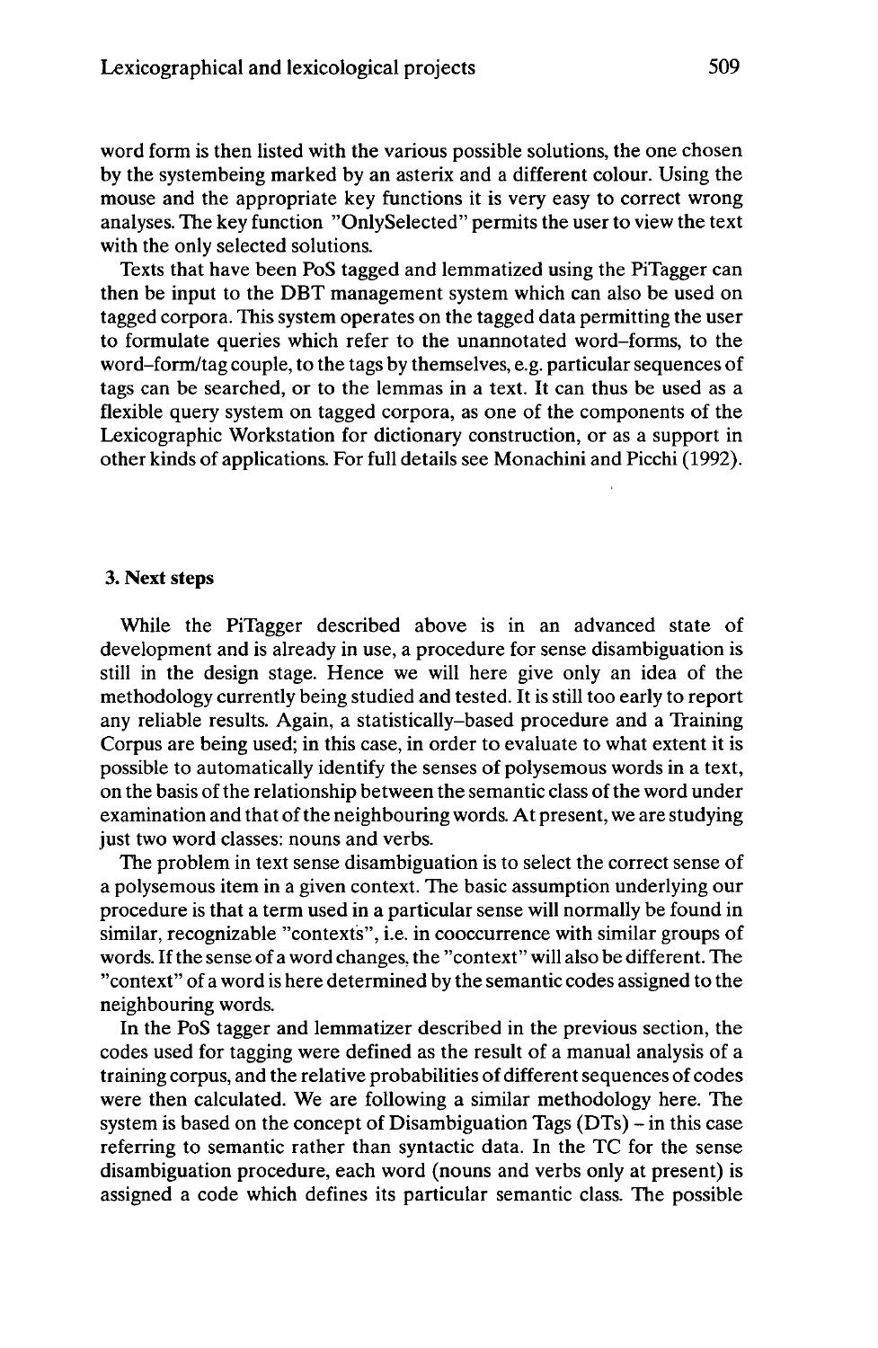word form is then listed with the various possible solutions, the one chosen by the systembeing marked by an asterix and a different colour. Using the mouse and the appropriate key functions it is very easy to correct wrong analyses. The key function "OnlySelected" permits the user to view the text with the only selected solutions.

Texts that have been PoS tagged and lemmatized using the PiTagger can then be input to the DBT management system which can also be used on tagged corpora. This system operates on the tagged data permitting the user to formulate queries which refer to the unannotated word-forms, to the word-form/tag couple, to the tags by themselves, e.g. particular sequences of tags can be searched, or to the lemmas in a text. It can thus be used as a flexible query system on tagged corpora, as one of the components of the Lexicographic Workstation for dictionary construction, or as a support in other kinds of applications. For full details see Monachini and Picchi (1992).

### 3. Next steps

While the PiTagger described above is in an advanced state of development and is already in use, a procedure for sense disambiguation is still in the design stage. Hence we will here give only an idea of the methodology currently being studied and tested. It is still too early to report any reliable results. Again, a statistically-based procedure and a Training Corpus are being used; in this case, in order to evaluate to what extent it is possible to automatically identify the senses of polysemous words in a text, on the basis of the relationship between the semantic class of the word under examination and that of the neighbouring words. At present, we are studying just two word classes: nouns and verbs.

The problem in text sense disambiguation is to select the correct sense of a polysemous item in a given context. The basic assumption underlying our procedure is that a term used in a particular sense will normally be found in similar, recognizable "contexts", i.e. in cooccurrence with similar groups of words. If the sense of a word changes, the "context" will also be different. The "context" of a word is here determined by the semantic codes assigned to the neighbouring words.

In the PoS tagger and lemmatizer described in the previous section, the codes used for tagging were defined as the result of a manual analysis of a training corpus, and the relative probabilities of different sequences of codes were then calculated. We are following a similar methodology here. The system is based on the concept of Disambiguation Tags (DTs) – in this case referring to semantic rather than syntactic data. In the TC for the sense disambiguation procedure, each word (nouns and verbs only at present) is assigned a code which defines its particular semantic class. The possible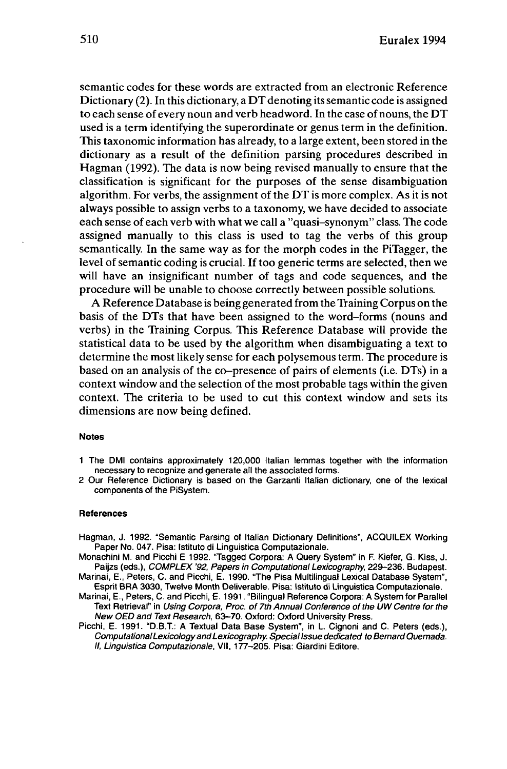semantic codes for these words are extracted from an electronic Reference Dictionary (2). In this dictionary, a DT denoting its semantic code is assigned to each sense of every noun and verb headword. In the case of nouns, the DT used is a term identifying the superordinate or genus term in the definition. This taxonomic information has already, to a large extent, been stored in the dictionary as a result of the definition parsing procedures described in Hagman (1992). The data is now being revised manually to ensure that the classification is significant for the purposes of the sense disambiguation algorithm. For verbs, the assignment of the DT is more complex. As it is not always possible to assign verbs to a taxonomy, we have decided to associate each sense of each verb with what we call a "quasi–synonym" class. The code assigned manually to this class is used to tag the verbs of this group semantically. In the same way as for the morph codes in the PiTagger, the level of semantic coding is crucial. If too generic terms are selected, then we will have an insignificant number of tags and code sequences, and the procedure will be unable to choose correctly between possible solutions.

A Reference Database is being generated from the Training Corpus on the basis of the DTs that have been assigned to the word–forms (nouns and verbs) in the Training Corpus. This Reference Database will provide the statistical data to be used by the algorithm when disambiguating a text to determine the most likely sense for each polysemous term. The procedure is based on an analysis of the co–presence of pairs of elements (i.e. DTs) in a context window and the selection of the most probable tags within the given context. The criteria to be used to cut this context window and sets its dimensions are now being defined.

#### Notes

1 The DMI contains approximately 120,000 Italian lemmas together with the information necessary to recognize and generate all the associated forms.

2 Our Reference Dictionary is based on the Garzanti Italian dictionary, one of the lexical components of the PiSystem.

#### References

Hagman, J. 1992. "Semantic Parsing of Italian Dictionary Definitions", ACQUILEX Working Paper No. 047. Pisa: Istituto di Linguistica Computazionale.

Monachini M. and Picchi E 1992. "Tagged Corpora: A Query System" in F. Kiefer, G. Kiss, J. Paijzs (eds.), *COMPLEX '92, Papers in Computational Lexicography*, 229–236. Budapest.

Marinai, E., Peters, C. and Picchi, E. 1990. "The Pisa Multilingual Lexical Database System", Esprit BRA 3030, Twelve Month Deliverable. Pisa: Istituto di Linguistica Computazionale.

Marinai, E., Peters, C. and Picchi, E. 1991. "Bilingual Reference Corpora: A System for Parallel Text Retrieval" in *Using Corpora, Proc. of 7th Annual Conference of the UW Centre for the New OED and Text Research*, 63–70. Oxford: Oxford University Press.

Picchi, E. 1991. "D.B.T.: A Textual Data Base System", in L. Cignoni and C. Peters (eds.), *Computational Lexicology and Lexicography. Special Issue dedicated to Bernard Quemada. II, Linguistica Computazionale*, VII, 177–205. Pisa: Giardini Editore.